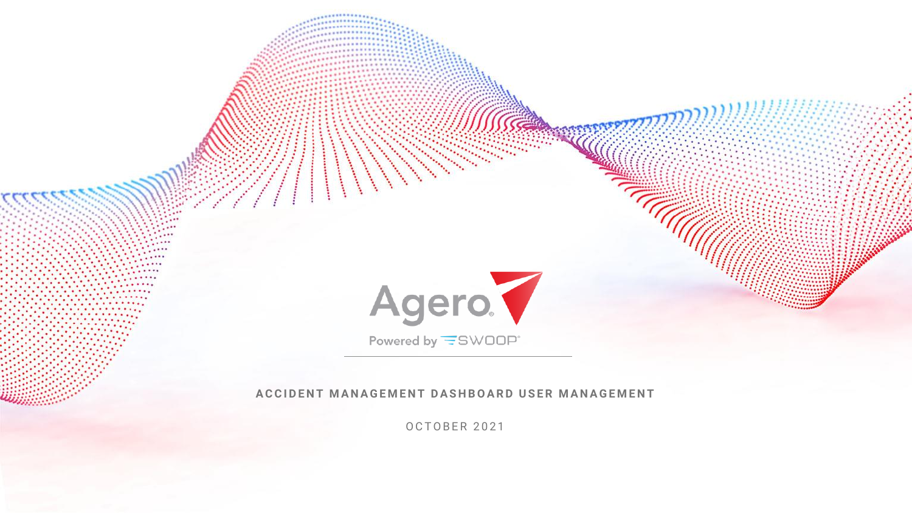Agero

Powered by SWOOP

# ACCIDENT MANAGEMENT DASHBOARD USER MANAGEMENT

OCTOBER 2021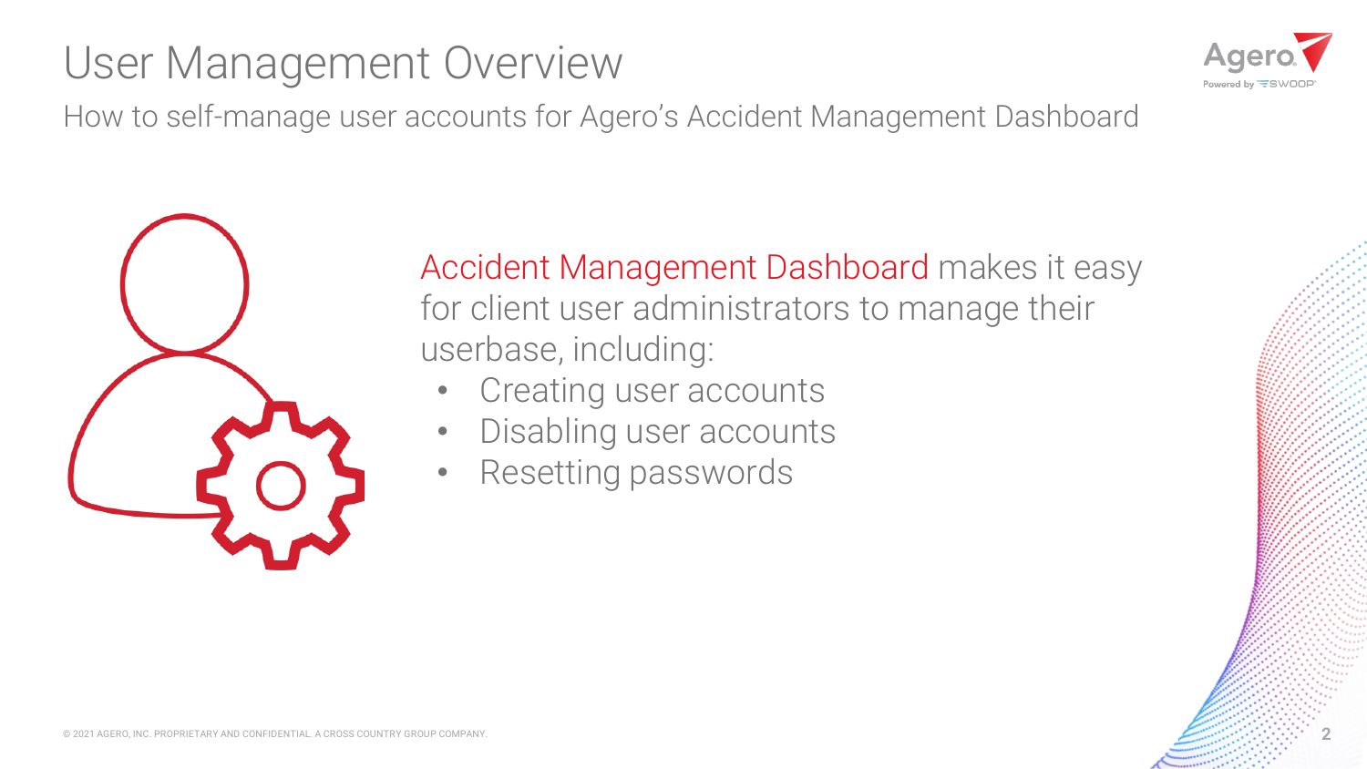# User Management Overview

How to self-manage user accounts for Agero's Accident Management Dashboard

Accident Management Dashboard makes it easy for client user administrators to manage their userbase, including:

- Creating user accounts
- Disabling user accounts
- Resetting passwords

© 2021 AGERO, INC. PROPRIETARY AND CONFIDENTIAL. A CROSS COUNTRY GROUP COMPANY.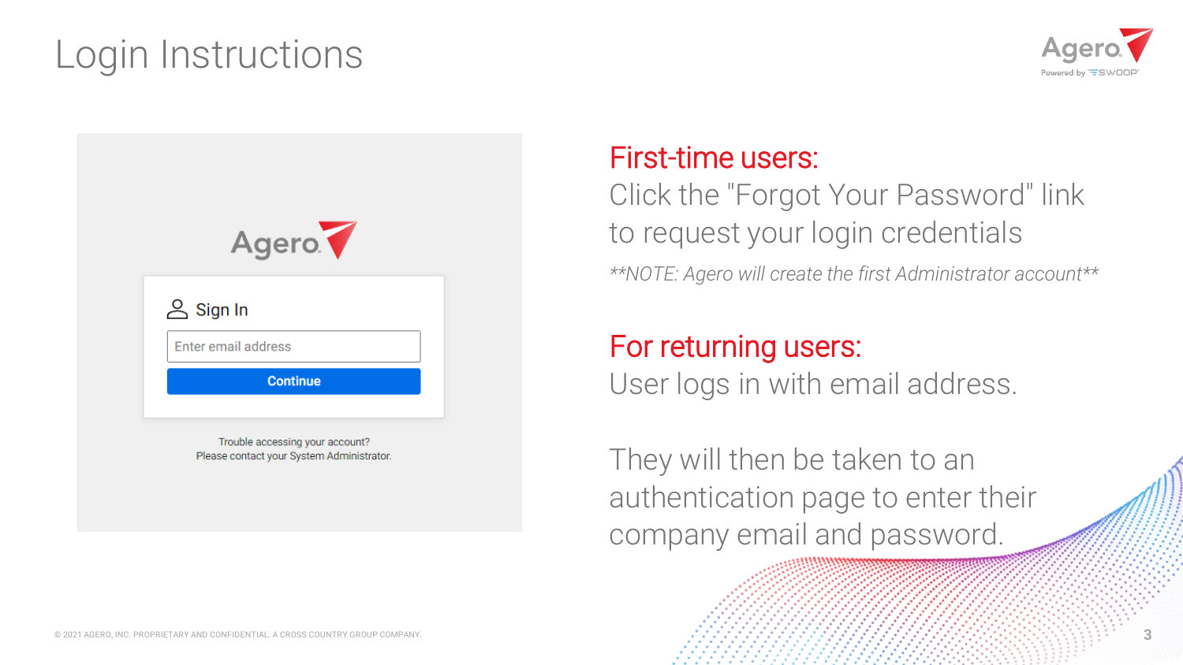# Login Instructions

Sign In

Enter email address

Continue

Trouble accessing your account?
Please contact your System Administrator.

## First-time users:

Click the "Forgot Your Password" link to request your login credentials

*\*\*NOTE: Agero will create the first Administrator account\*\**

## For returning users:

User logs in with email address.

They will then be taken to an authentication page to enter their company email and password.

© 2021 AGERO, INC. PROPRIETARY AND CONFIDENTIAL. A CROSS COUNTRY GROUP COMPANY.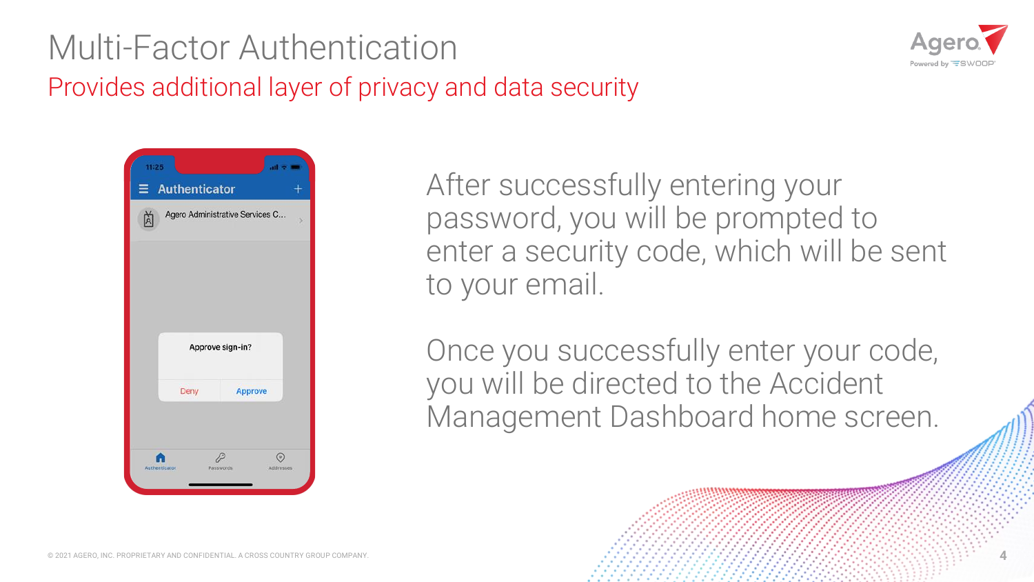# Multi-Factor Authentication

## Provides additional layer of privacy and data security

After successfully entering your password, you will be prompted to enter a security code, which will be sent to your email.

Once you successfully enter your code, you will be directed to the Accident Management Dashboard home screen.

© 2021 AGERO, INC. PROPRIETARY AND CONFIDENTIAL. A CROSS COUNTRY GROUP COMPANY.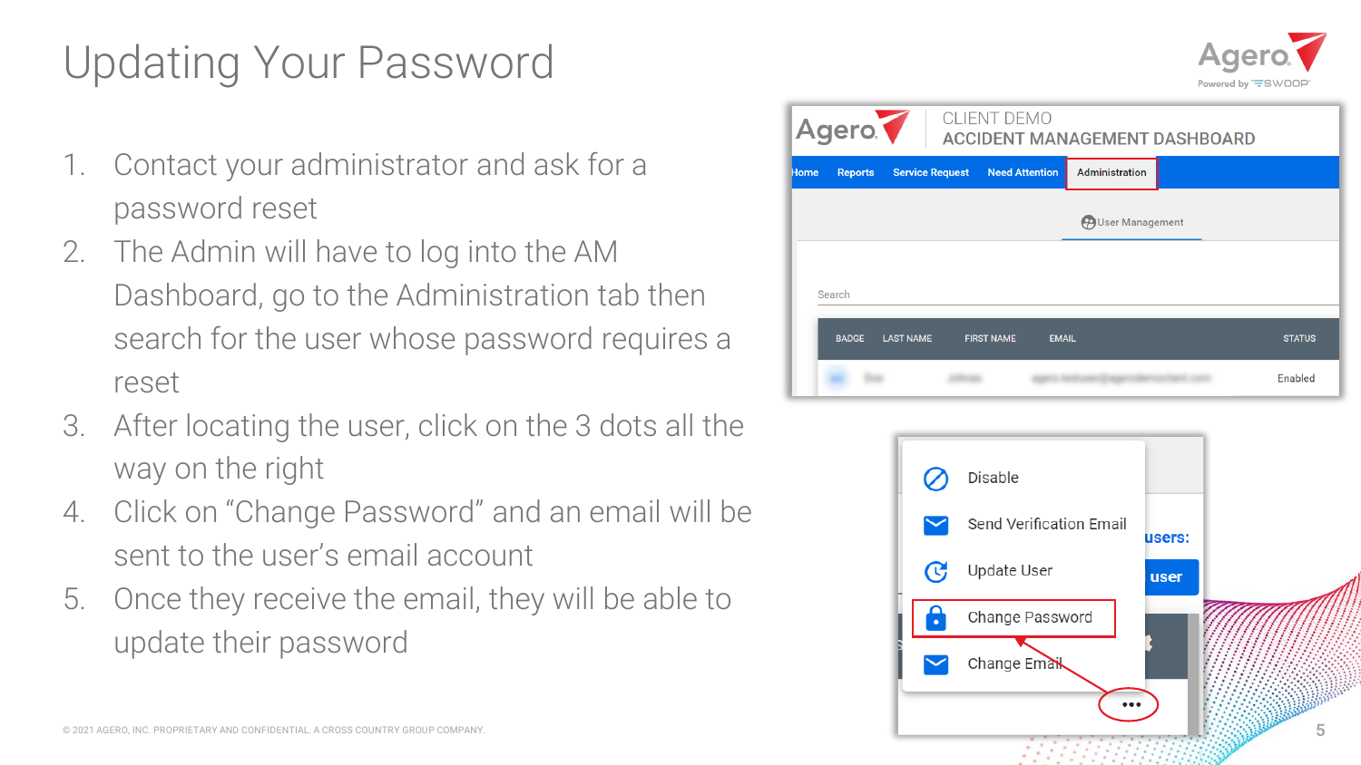# Updating Your Password

1. Contact your administrator and ask for a password reset
2. The Admin will have to log into the AM Dashboard, go to the Administration tab then search for the user whose password requires a reset
3. After locating the user, click on the 3 dots all the way on the right
4. Click on "Change Password" and an email will be sent to the user's email account
5. Once they receive the email, they will be able to update their password

© 2021 AGERO, INC. PROPRIETARY AND CONFIDENTIAL. A CROSS COUNTRY GROUP COMPANY.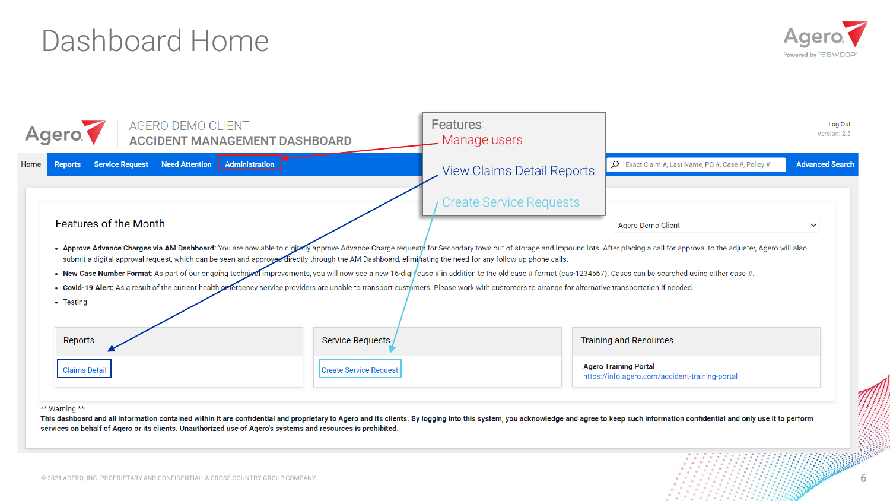# Dashboard Home

Agero
AGERO DEMO CLIENT
ACCIDENT MANAGEMENT DASHBOARD

Log Out
Version: 2.5

Home | Reports | Service Request | Need Attention | Administration

Exact Claim #, Last Name, PO #, Case #, Policy #

Advanced Search

Features:

- Manage users
- View Claims Detail Reports
- Create Service Requests

## Features of the Month

Agero Demo Client

- **Approve Advance Charges via AM Dashboard:** You are now able to digitally approve Advance Charge requests for Secondary tows out of storage and impound lots. After placing a call for approval to the adjuster, Agero will also submit a digital approval request, which can be seen and approved directly through the AM Dashboard, eliminating the need for any follow-up phone calls.
- **New Case Number Format:** As part of our ongoing technical improvements, you will now see a new 16-digit case # in addition to the old case # format (cas-1234567). Cases can be searched using either case #.
- **Covid-19 Alert:** As a result of the current health emergency service providers are unable to transport customers. Please work with customers to arrange for alternative transportation if needed.
- Testing

### Reports

Claims Detail

### Service Requests

Create Service Request

### Training and Resources

**Agero Training Portal**
https://info.agero.com/accident-training-portal

** Warning **
**This dashboard and all information contained within it are confidential and proprietary to Agero and its clients. By logging into this system, you acknowledge and agree to keep such information confidential and only use it to perform services on behalf of Agero or its clients. Unauthorized use of Agero's systems and resources is prohibited.**

© 2021 AGERO, INC. PROPRIETARY AND CONFIDENTIAL. A CROSS COUNTRY GROUP COMPANY.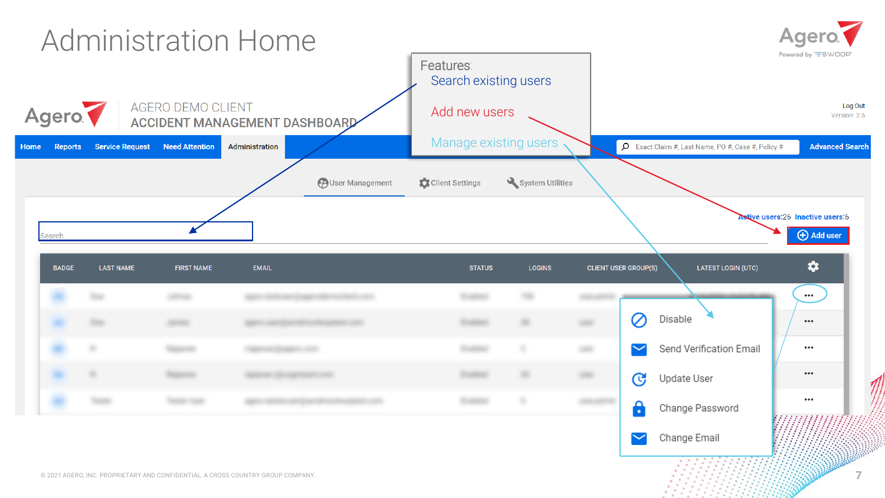# Administration Home

Features:

- Search existing users
- Add new users
- Manage existing users

AGERO DEMO CLIENT
ACCIDENT MANAGEMENT DASHBOARD

Log Out
Version: 2.5

Home | Reports | Service Request | Need Attention | Administration

Exact Claim #, Last Name, PO #, Case #, Policy #

Advanced Search

User Management | Client Settings | System Utilities

Search

Active users:26 Inactive users:6

Add user

| BADGE | LAST NAME | FIRST NAME | EMAIL | STATUS | LOGINS | CLIENT USER GROUP(S) | LATEST LOGIN (UTC) |
|---|---|---|---|---|---|---|---|

- Disable
- Send Verification Email
- Update User
- Change Password
- Change Email

© 2021 AGERO, INC. PROPRIETARY AND CONFIDENTIAL. A CROSS COUNTRY GROUP COMPANY.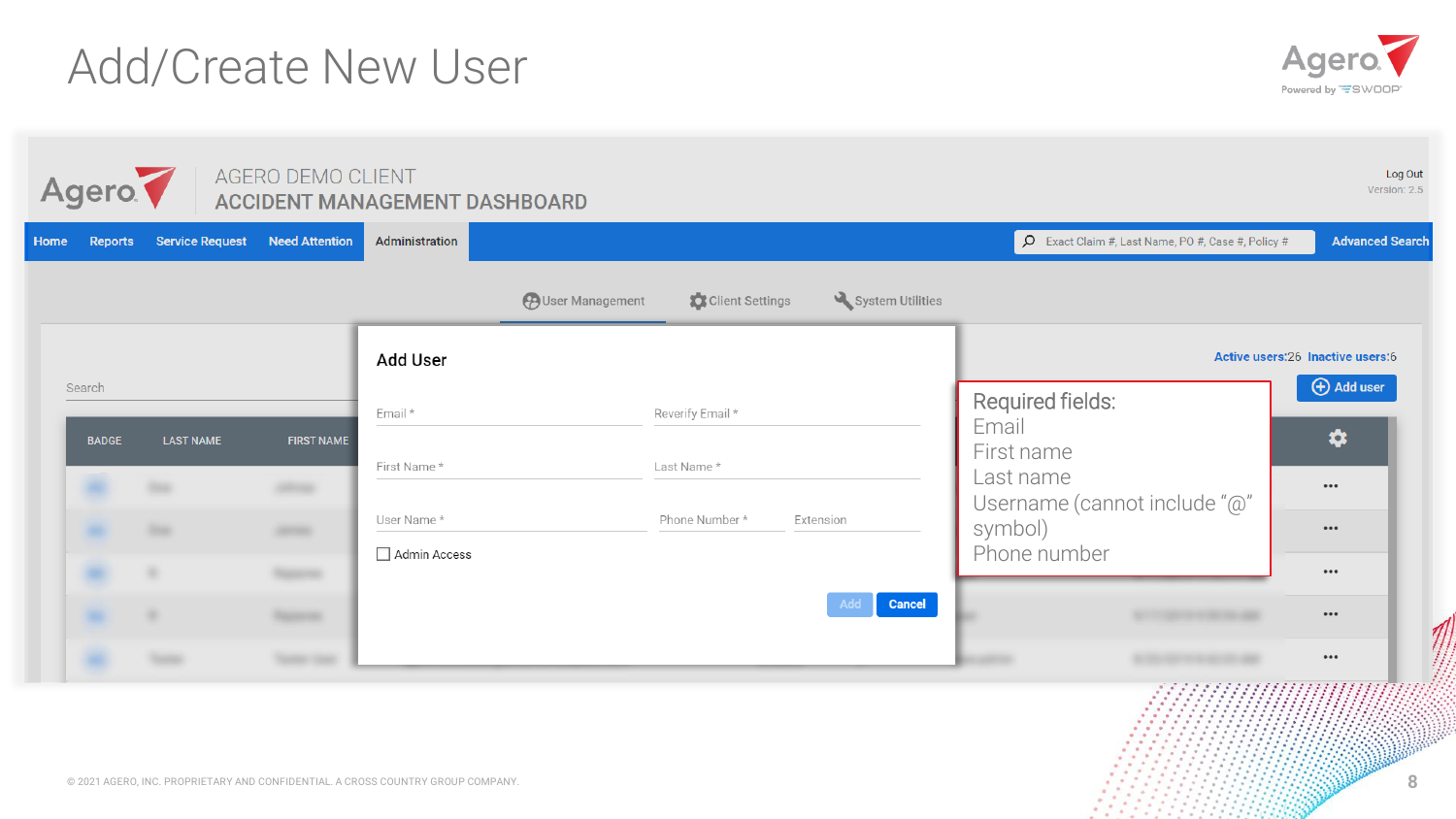# Add/Create New User

AGERO DEMO CLIENT
ACCIDENT MANAGEMENT DASHBOARD

Home | Reports | Service Request | Need Attention | Administration

User Management | Client Settings | System Utilities

**Add User**

Email *
Reverify Email *
First Name *
Last Name *
User Name *
Phone Number *
Extension
Admin Access

Add | Cancel

Required fields:
Email
First name
Last name
Username (cannot include "@" symbol)
Phone number

© 2021 AGERO, INC. PROPRIETARY AND CONFIDENTIAL. A CROSS COUNTRY GROUP COMPANY.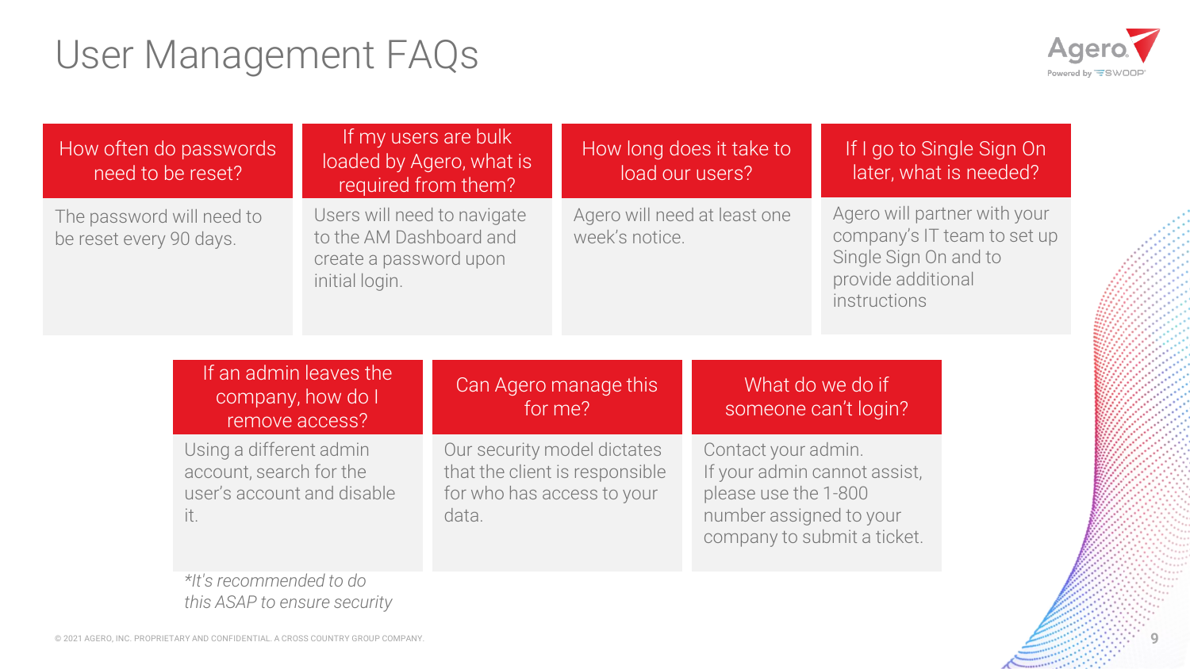# User Management FAQs

Agero
Powered by SWOOP

### How often do passwords need to be reset?

The password will need to be reset every 90 days.

### If my users are bulk loaded by Agero, what is required from them?

Users will need to navigate to the AM Dashboard and create a password upon initial login.

### How long does it take to load our users?

Agero will need at least one week's notice.

### If I go to Single Sign On later, what is needed?

Agero will partner with your company's IT team to set up Single Sign On and to provide additional instructions

### If an admin leaves the company, how do I remove access?

Using a different admin account, search for the user's account and disable it.

*\*It's recommended to do this ASAP to ensure security*

### Can Agero manage this for me?

Our security model dictates that the client is responsible for who has access to your data.

### What do we do if someone can't login?

Contact your admin.
If your admin cannot assist, please use the 1-800 number assigned to your company to submit a ticket.

© 2021 AGERO, INC. PROPRIETARY AND CONFIDENTIAL. A CROSS COUNTRY GROUP COMPANY.